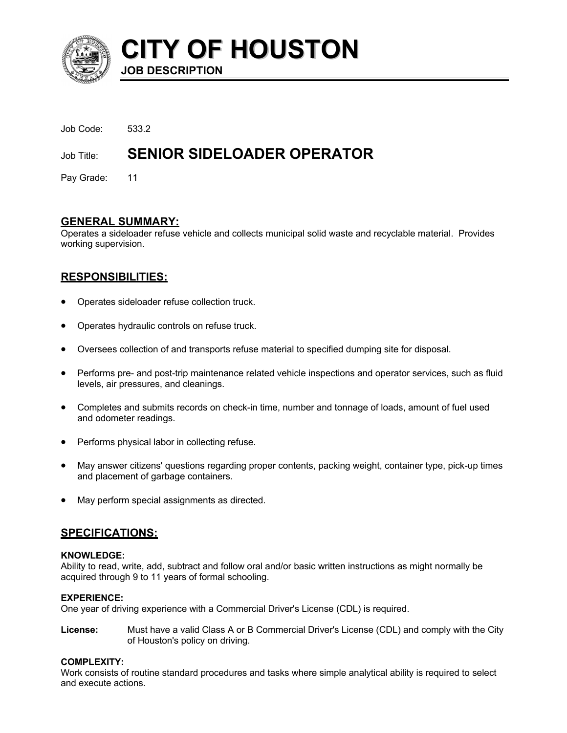# CITY OF HOUSTON

**JOB DESCRIPTION**

Job Code: 533.2

Job Title: **SENIOR SIDELOADER OPERATOR**

Pay Grade: 11

## GENERAL SUMMARY:

Operates a sideloader refuse vehicle and collects municipal solid waste and recyclable material. Provides working supervision.

## RESPONSIBILITIES:

- Operates sideloader refuse collection truck.
- Operates hydraulic controls on refuse truck.
- Oversees collection of and transports refuse material to specified dumping site for disposal.
- Performs pre- and post-trip maintenance related vehicle inspections and operator services, such as fluid levels, air pressures, and cleanings.
- Completes and submits records on check-in time, number and tonnage of loads, amount of fuel used and odometer readings.
- Performs physical labor in collecting refuse.
- May answer citizens' questions regarding proper contents, packing weight, container type, pick-up times and placement of garbage containers.
- May perform special assignments as directed.

## SPECIFICATIONS:

**KNOWLEDGE:**
Ability to read, write, add, subtract and follow oral and/or basic written instructions as might normally be acquired through 9 to 11 years of formal schooling.

**EXPERIENCE:**
One year of driving experience with a Commercial Driver's License (CDL) is required.

**License:** Must have a valid Class A or B Commercial Driver's License (CDL) and comply with the City of Houston's policy on driving.

**COMPLEXITY:**
Work consists of routine standard procedures and tasks where simple analytical ability is required to select and execute actions.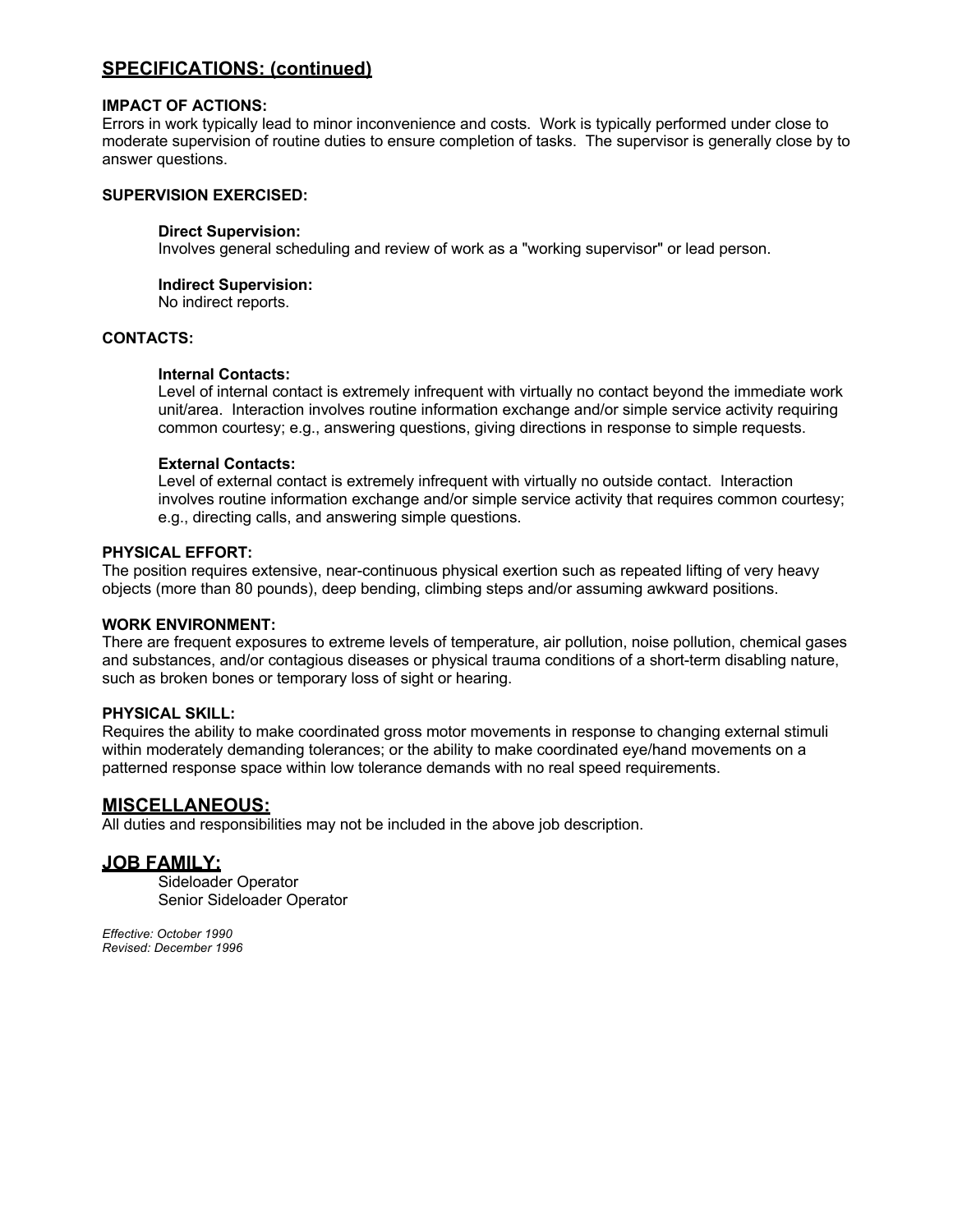## SPECIFICATIONS: (continued)

**IMPACT OF ACTIONS:**
Errors in work typically lead to minor inconvenience and costs. Work is typically performed under close to moderate supervision of routine duties to ensure completion of tasks. The supervisor is generally close by to answer questions.

**SUPERVISION EXERCISED:**

**Direct Supervision:**
Involves general scheduling and review of work as a "working supervisor" or lead person.

**Indirect Supervision:**
No indirect reports.

**CONTACTS:**

**Internal Contacts:**
Level of internal contact is extremely infrequent with virtually no contact beyond the immediate work unit/area. Interaction involves routine information exchange and/or simple service activity requiring common courtesy; e.g., answering questions, giving directions in response to simple requests.

**External Contacts:**
Level of external contact is extremely infrequent with virtually no outside contact. Interaction involves routine information exchange and/or simple service activity that requires common courtesy; e.g., directing calls, and answering simple questions.

**PHYSICAL EFFORT:**
The position requires extensive, near-continuous physical exertion such as repeated lifting of very heavy objects (more than 80 pounds), deep bending, climbing steps and/or assuming awkward positions.

**WORK ENVIRONMENT:**
There are frequent exposures to extreme levels of temperature, air pollution, noise pollution, chemical gases and substances, and/or contagious diseases or physical trauma conditions of a short-term disabling nature, such as broken bones or temporary loss of sight or hearing.

**PHYSICAL SKILL:**
Requires the ability to make coordinated gross motor movements in response to changing external stimuli within moderately demanding tolerances; or the ability to make coordinated eye/hand movements on a patterned response space within low tolerance demands with no real speed requirements.

## MISCELLANEOUS:

All duties and responsibilities may not be included in the above job description.

## JOB FAMILY:

Sideloader Operator
Senior Sideloader Operator

*Effective: October 1990*
*Revised: December 1996*